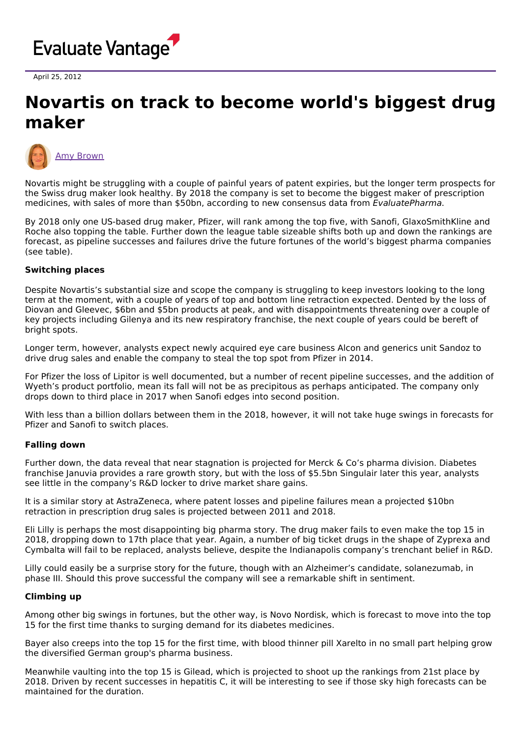Evaluate Vantage

April 25, 2012

# Novartis on track to become world's biggest drug maker

Amy Brown

Novartis might be struggling with a couple of painful years of patent expiries, but the longer term prospects for the Swiss drug maker look healthy. By 2018 the company is set to become the biggest maker of prescription medicines, with sales of more than $50bn, according to new consensus data from *EvaluatePharma.*

By 2018 only one US-based drug maker, Pfizer, will rank among the top five, with Sanofi, GlaxoSmithKline and Roche also topping the table. Further down the league table sizeable shifts both up and down the rankings are forecast, as pipeline successes and failures drive the future fortunes of the world's biggest pharma companies (see table).

**Switching places**

Despite Novartis's substantial size and scope the company is struggling to keep investors looking to the long term at the moment, with a couple of years of top and bottom line retraction expected. Dented by the loss of Diovan and Gleevec, $6bn and $5bn products at peak, and with disappointments threatening over a couple of key projects including Gilenya and its new respiratory franchise, the next couple of years could be bereft of bright spots.

Longer term, however, analysts expect newly acquired eye care business Alcon and generics unit Sandoz to drive drug sales and enable the company to steal the top spot from Pfizer in 2014.

For Pfizer the loss of Lipitor is well documented, but a number of recent pipeline successes, and the addition of Wyeth's product portfolio, mean its fall will not be as precipitous as perhaps anticipated. The company only drops down to third place in 2017 when Sanofi edges into second position.

With less than a billion dollars between them in the 2018, however, it will not take huge swings in forecasts for Pfizer and Sanofi to switch places.

**Falling down**

Further down, the data reveal that near stagnation is projected for Merck & Co's pharma division. Diabetes franchise Januvia provides a rare growth story, but with the loss of $5.5bn Singulair later this year, analysts see little in the company's R&D locker to drive market share gains.

It is a similar story at AstraZeneca, where patent losses and pipeline failures mean a projected $10bn retraction in prescription drug sales is projected between 2011 and 2018.

Eli Lilly is perhaps the most disappointing big pharma story. The drug maker fails to even make the top 15 in 2018, dropping down to 17th place that year. Again, a number of big ticket drugs in the shape of Zyprexa and Cymbalta will fail to be replaced, analysts believe, despite the Indianapolis company's trenchant belief in R&D.

Lilly could easily be a surprise story for the future, though with an Alzheimer's candidate, solanezumab, in phase III. Should this prove successful the company will see a remarkable shift in sentiment.

**Climbing up**

Among other big swings in fortunes, but the other way, is Novo Nordisk, which is forecast to move into the top 15 for the first time thanks to surging demand for its diabetes medicines.

Bayer also creeps into the top 15 for the first time, with blood thinner pill Xarelto in no small part helping grow the diversified German group's pharma business.

Meanwhile vaulting into the top 15 is Gilead, which is projected to shoot up the rankings from 21st place by 2018. Driven by recent successes in hepatitis C, it will be interesting to see if those sky high forecasts can be maintained for the duration.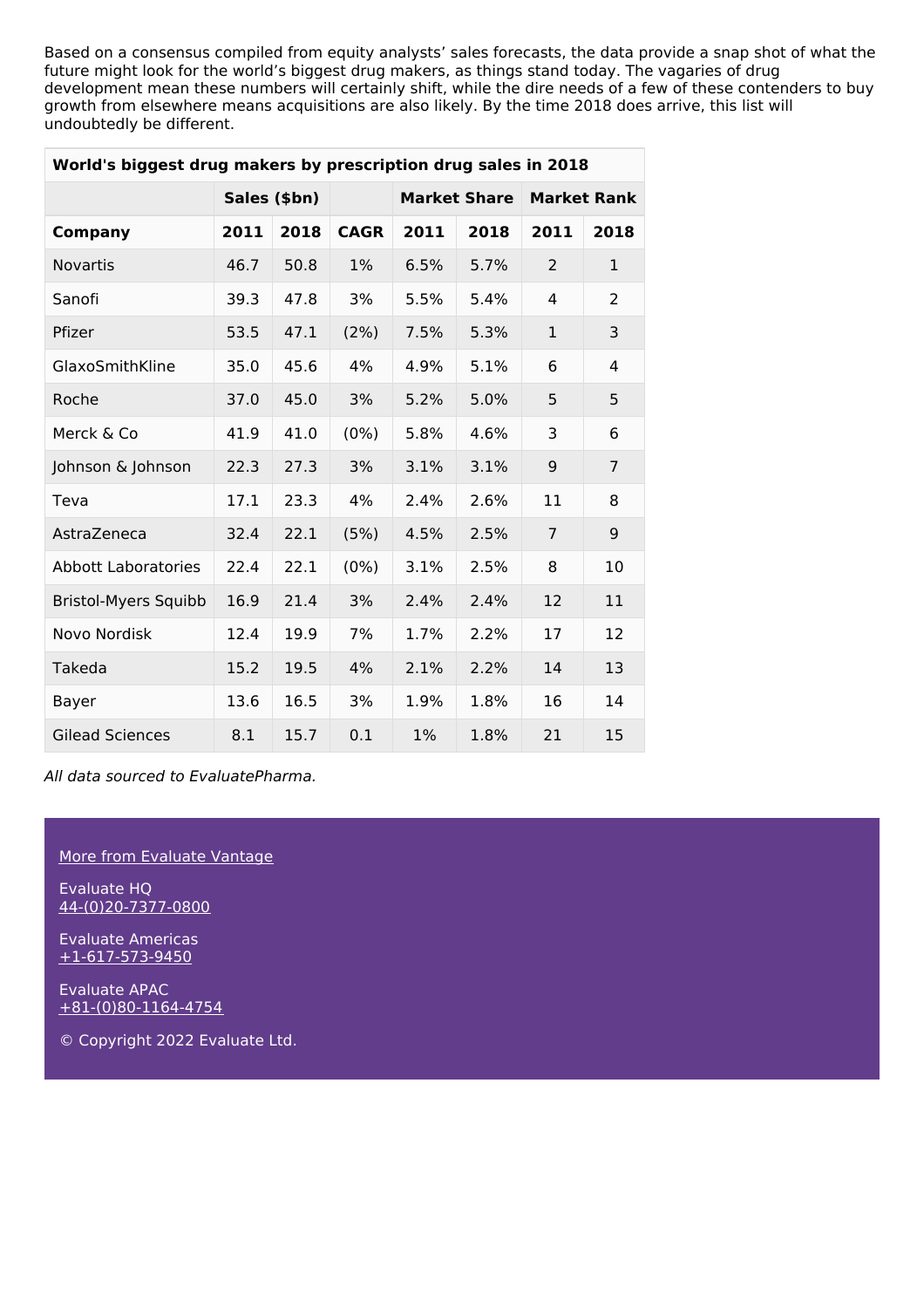Based on a consensus compiled from equity analysts' sales forecasts, the data provide a snap shot of what the future might look for the world's biggest drug makers, as things stand today. The vagaries of drug development mean these numbers will certainly shift, while the dire needs of a few of these contenders to buy growth from elsewhere means acquisitions are also likely. By the time 2018 does arrive, this list will undoubtedly be different.

| World's biggest drug makers by prescription drug sales in 2018 | | | | | | | |
|---|---|---|---|---|---|---|---|
| | Sales ($bn) | | | Market Share | | Market Rank | |
| **Company** | **2011** | **2018** | **CAGR** | **2011** | **2018** | **2011** | **2018** |
| Novartis | 46.7 | 50.8 | 1% | 6.5% | 5.7% | 2 | 1 |
| Sanofi | 39.3 | 47.8 | 3% | 5.5% | 5.4% | 4 | 2 |
| Pfizer | 53.5 | 47.1 | (2%) | 7.5% | 5.3% | 1 | 3 |
| GlaxoSmithKline | 35.0 | 45.6 | 4% | 4.9% | 5.1% | 6 | 4 |
| Roche | 37.0 | 45.0 | 3% | 5.2% | 5.0% | 5 | 5 |
| Merck & Co | 41.9 | 41.0 | (0%) | 5.8% | 4.6% | 3 | 6 |
| Johnson & Johnson | 22.3 | 27.3 | 3% | 3.1% | 3.1% | 9 | 7 |
| Teva | 17.1 | 23.3 | 4% | 2.4% | 2.6% | 11 | 8 |
| AstraZeneca | 32.4 | 22.1 | (5%) | 4.5% | 2.5% | 7 | 9 |
| Abbott Laboratories | 22.4 | 22.1 | (0%) | 3.1% | 2.5% | 8 | 10 |
| Bristol-Myers Squibb | 16.9 | 21.4 | 3% | 2.4% | 2.4% | 12 | 11 |
| Novo Nordisk | 12.4 | 19.9 | 7% | 1.7% | 2.2% | 17 | 12 |
| Takeda | 15.2 | 19.5 | 4% | 2.1% | 2.2% | 14 | 13 |
| Bayer | 13.6 | 16.5 | 3% | 1.9% | 1.8% | 16 | 14 |
| Gilead Sciences | 8.1 | 15.7 | 0.1 | 1% | 1.8% | 21 | 15 |

*All data sourced to EvaluatePharma.*

More from Evaluate Vantage

Evaluate HQ
44-(0)20-7377-0800

Evaluate Americas
+1-617-573-9450

Evaluate APAC
+81-(0)80-1164-4754

© Copyright 2022 Evaluate Ltd.